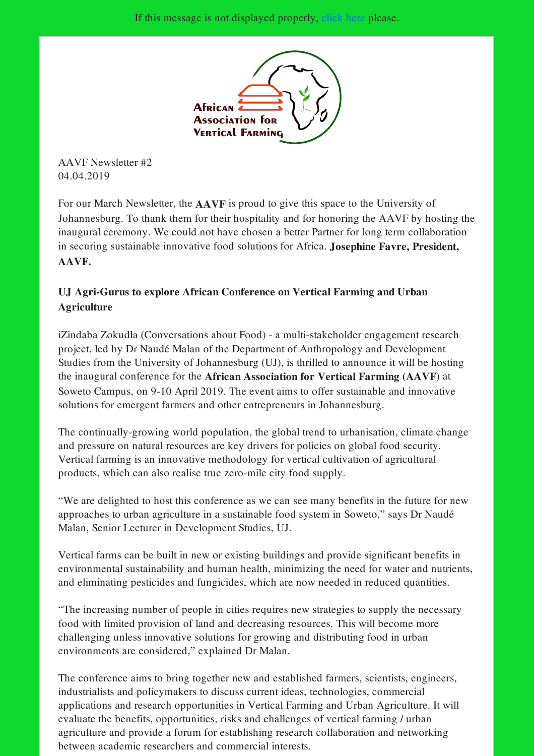If this message is not displayed properly, click here please.

African Association for Vertical Farming

AAVF Newsletter #2
04.04.2019

For our March Newsletter, the **AAVF** is proud to give this space to the University of Johannesburg. To thank them for their hospitality and for honoring the AAVF by hosting the inaugural ceremony. We could not have chosen a better Partner for long term collaboration in securing sustainable innovative food solutions for Africa. **Josephine Favre, President, AAVF.**

### UJ Agri-Gurus to explore African Conference on Vertical Farming and Urban Agriculture

iZindaba Zokudla (Conversations about Food) - a multi-stakeholder engagement research project, led by Dr Naudé Malan of the Department of Anthropology and Development Studies from the University of Johannesburg (UJ), is thrilled to announce it will be hosting the inaugural conference for the **African Association for Vertical Farming (AAVF)** at Soweto Campus, on 9-10 April 2019. The event aims to offer sustainable and innovative solutions for emergent farmers and other entrepreneurs in Johannesburg.

The continually-growing world population, the global trend to urbanisation, climate change and pressure on natural resources are key drivers for policies on global food security. Vertical farming is an innovative methodology for vertical cultivation of agricultural products, which can also realise true zero-mile city food supply.

"We are delighted to host this conference as we can see many benefits in the future for new approaches to urban agriculture in a sustainable food system in Soweto," says Dr Naudé Malan, Senior Lecturer in Development Studies, UJ.

Vertical farms can be built in new or existing buildings and provide significant benefits in environmental sustainability and human health, minimizing the need for water and nutrients, and eliminating pesticides and fungicides, which are now needed in reduced quantities.

"The increasing number of people in cities requires new strategies to supply the necessary food with limited provision of land and decreasing resources. This will become more challenging unless innovative solutions for growing and distributing food in urban environments are considered," explained Dr Malan.

The conference aims to bring together new and established farmers, scientists, engineers, industrialists and policymakers to discuss current ideas, technologies, commercial applications and research opportunities in Vertical Farming and Urban Agriculture. It will evaluate the benefits, opportunities, risks and challenges of vertical farming / urban agriculture and provide a forum for establishing research collaboration and networking between academic researchers and commercial interests.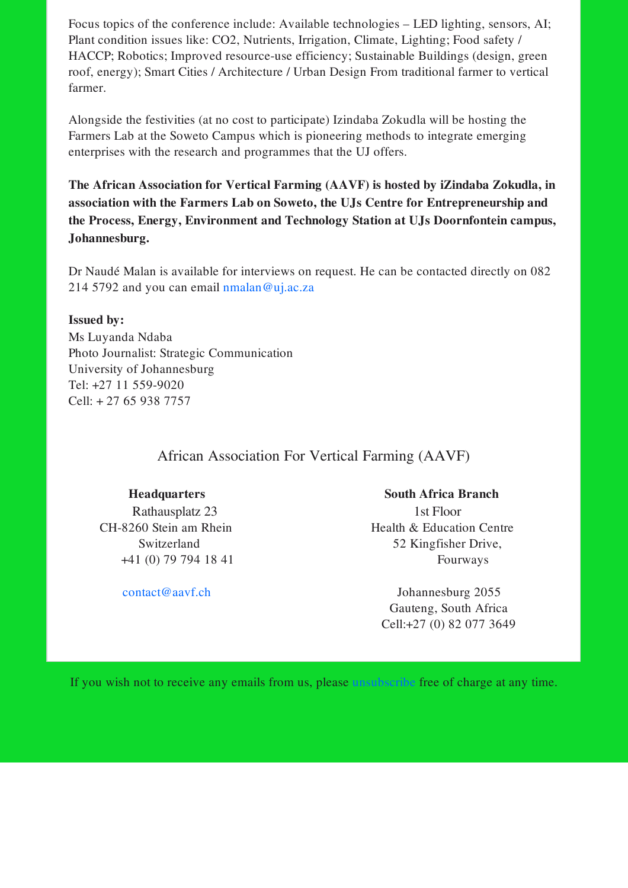Focus topics of the conference include: Available technologies – LED lighting, sensors, AI; Plant condition issues like: $CO_2$, Nutrients, Irrigation, Climate, Lighting; Food safety / HACCP; Robotics; Improved resource-use efficiency; Sustainable Buildings (design, green roof, energy); Smart Cities / Architecture / Urban Design From traditional farmer to vertical farmer.

Alongside the festivities (at no cost to participate) Izindaba Zokudla will be hosting the Farmers Lab at the Soweto Campus which is pioneering methods to integrate emerging enterprises with the research and programmes that the UJ offers.

**The African Association for Vertical Farming (AAVF) is hosted by iZindaba Zokudla, in association with the Farmers Lab on Soweto, the UJs Centre for Entrepreneurship and the Process, Energy, Environment and Technology Station at UJs Doornfontein campus, Johannesburg.**

Dr Naudé Malan is available for interviews on request. He can be contacted directly on 082 214 5792 and you can email nmalan@uj.ac.za

**Issued by:**
Ms Luyanda Ndaba
Photo Journalist: Strategic Communication
University of Johannesburg
Tel: +27 11 559-9020
Cell: + 27 65 938 7757

African Association For Vertical Farming (AAVF)

**Headquarters**
Rathausplatz 23
CH-8260 Stein am Rhein
Switzerland
+41 (0) 79 794 18 41

contact@aavf.ch

**South Africa Branch**
1st Floor
Health & Education Centre
52 Kingfisher Drive,
Fourways

Johannesburg 2055
Gauteng, South Africa
Cell:+27 (0) 82 077 3649

If you wish not to receive any emails from us, please unsubscribe free of charge at any time.